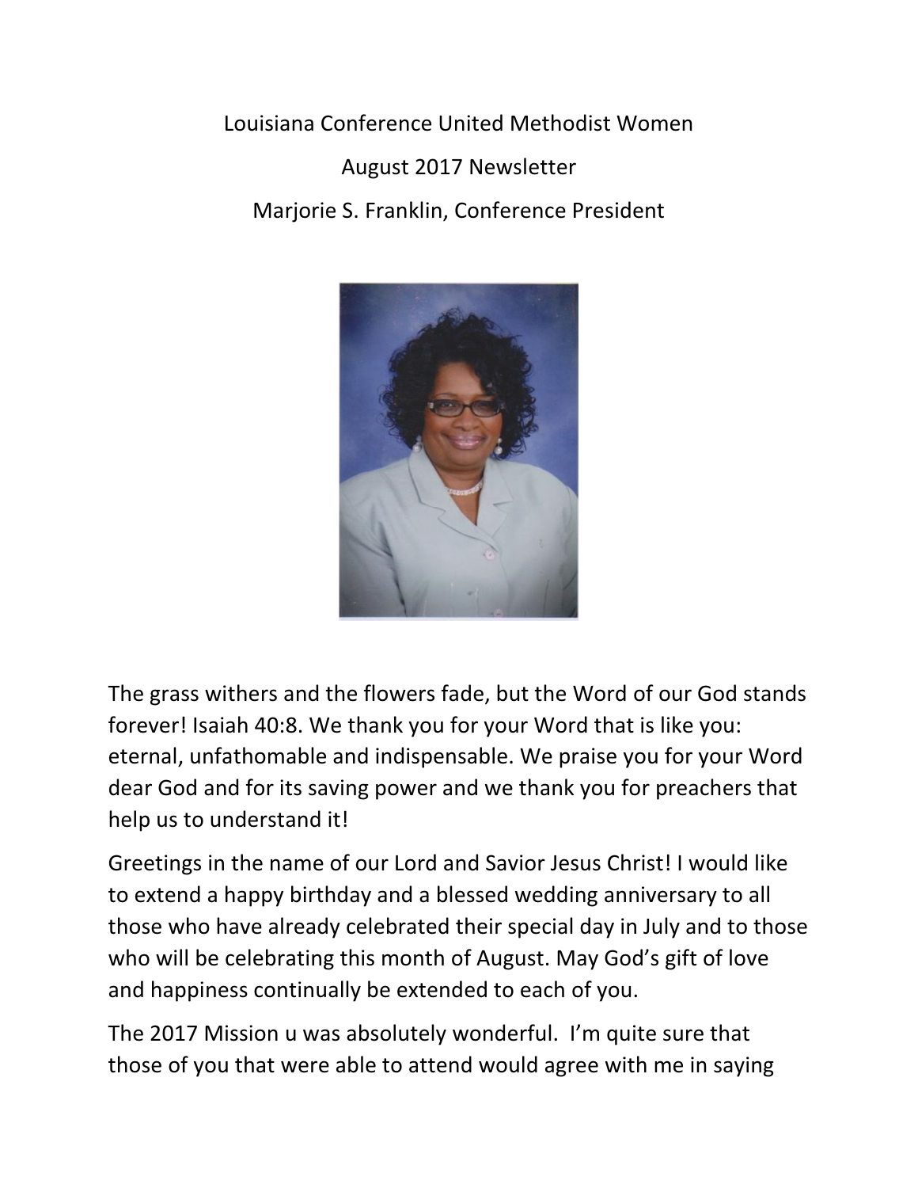Louisiana Conference United Methodist Women

August 2017 Newsletter

Marjorie S. Franklin, Conference President

The grass withers and the flowers fade, but the Word of our God stands forever! Isaiah 40:8. We thank you for your Word that is like you: eternal, unfathomable and indispensable. We praise you for your Word dear God and for its saving power and we thank you for preachers that help us to understand it!

Greetings in the name of our Lord and Savior Jesus Christ! I would like to extend a happy birthday and a blessed wedding anniversary to all those who have already celebrated their special day in July and to those who will be celebrating this month of August. May God's gift of love and happiness continually be extended to each of you.

The 2017 Mission u was absolutely wonderful. I'm quite sure that those of you that were able to attend would agree with me in saying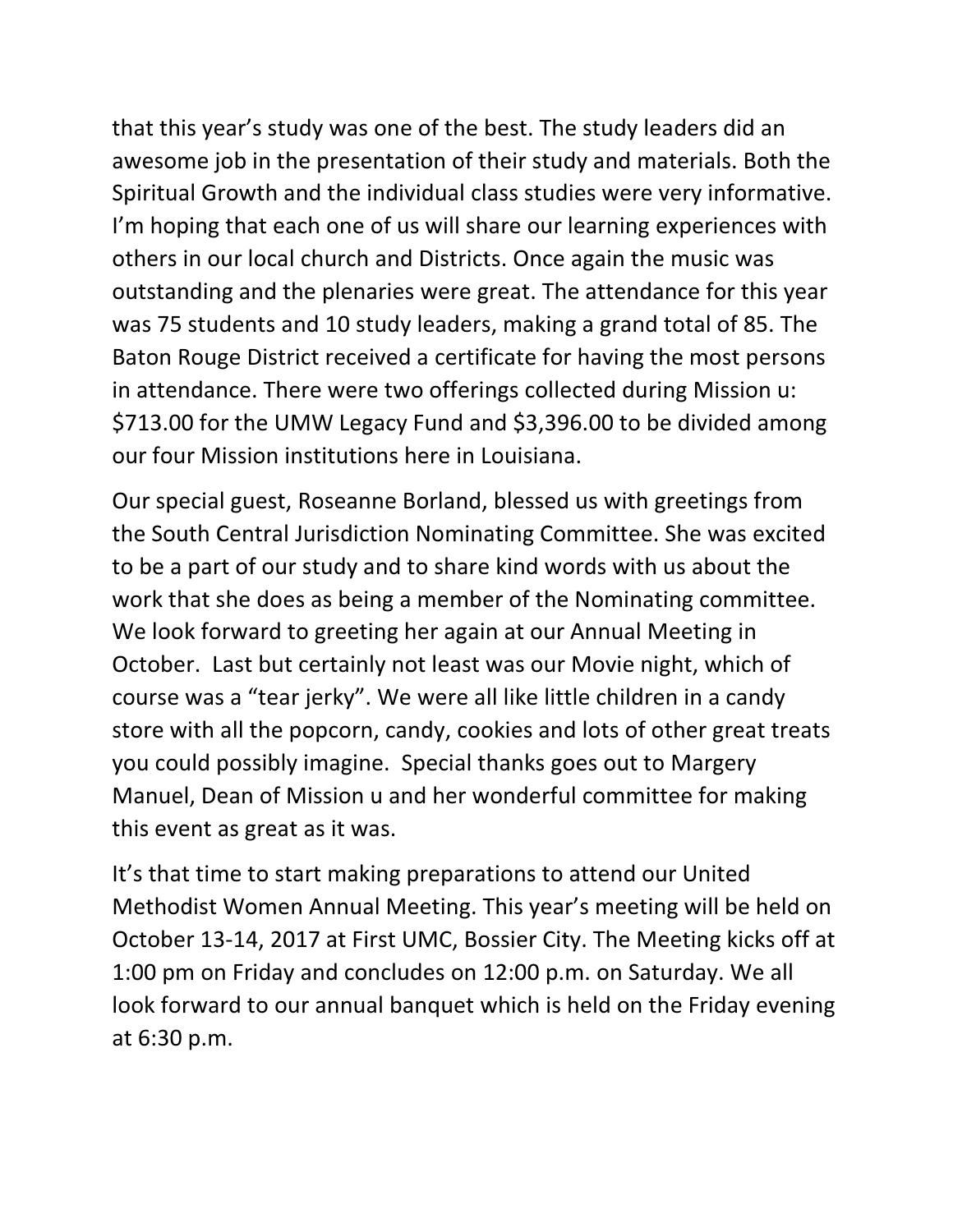that this year's study was one of the best. The study leaders did an awesome job in the presentation of their study and materials. Both the Spiritual Growth and the individual class studies were very informative. I'm hoping that each one of us will share our learning experiences with others in our local church and Districts. Once again the music was outstanding and the plenaries were great. The attendance for this year was 75 students and 10 study leaders, making a grand total of 85. The Baton Rouge District received a certificate for having the most persons in attendance. There were two offerings collected during Mission u: $713.00 for the UMW Legacy Fund and $3,396.00 to be divided among our four Mission institutions here in Louisiana.

Our special guest, Roseanne Borland, blessed us with greetings from the South Central Jurisdiction Nominating Committee. She was excited to be a part of our study and to share kind words with us about the work that she does as being a member of the Nominating committee. We look forward to greeting her again at our Annual Meeting in October. Last but certainly not least was our Movie night, which of course was a "tear jerky". We were all like little children in a candy store with all the popcorn, candy, cookies and lots of other great treats you could possibly imagine. Special thanks goes out to Margery Manuel, Dean of Mission u and her wonderful committee for making this event as great as it was.

It's that time to start making preparations to attend our United Methodist Women Annual Meeting. This year's meeting will be held on October 13-14, 2017 at First UMC, Bossier City. The Meeting kicks off at 1:00 pm on Friday and concludes on 12:00 p.m. on Saturday. We all look forward to our annual banquet which is held on the Friday evening at 6:30 p.m.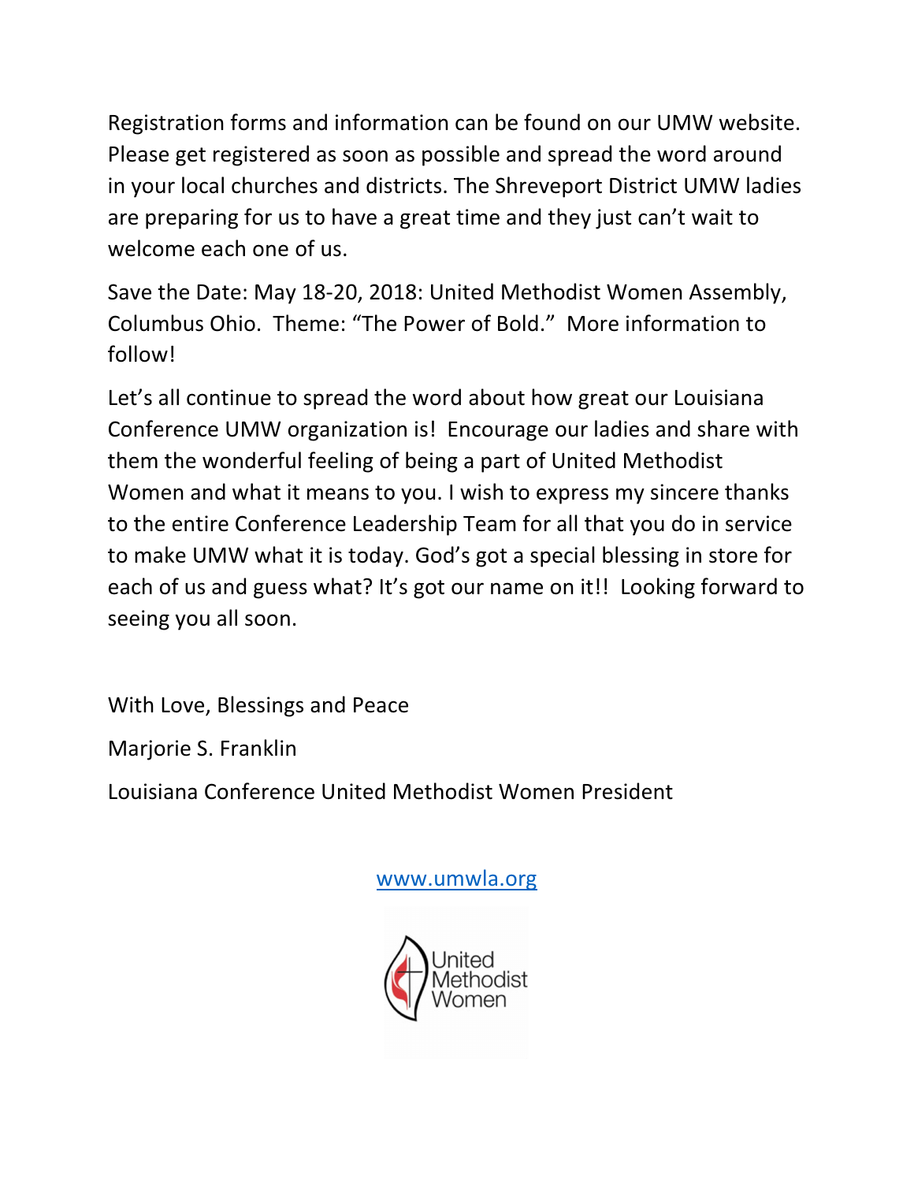Registration forms and information can be found on our UMW website. Please get registered as soon as possible and spread the word around in your local churches and districts. The Shreveport District UMW ladies are preparing for us to have a great time and they just can't wait to welcome each one of us.

Save the Date: May 18-20, 2018: United Methodist Women Assembly, Columbus Ohio. Theme: "The Power of Bold." More information to follow!

Let's all continue to spread the word about how great our Louisiana Conference UMW organization is! Encourage our ladies and share with them the wonderful feeling of being a part of United Methodist Women and what it means to you. I wish to express my sincere thanks to the entire Conference Leadership Team for all that you do in service to make UMW what it is today. God's got a special blessing in store for each of us and guess what? It's got our name on it!! Looking forward to seeing you all soon.

With Love, Blessings and Peace

Marjorie S. Franklin

Louisiana Conference United Methodist Women President

[www.umwla.org](http://www.umwla.org)

United Methodist Women